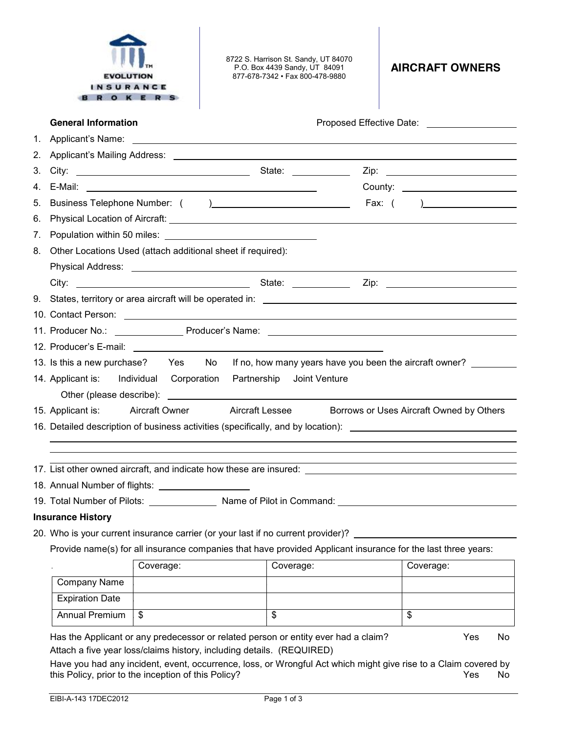EVOLUTION INSURANCE BROKERS

8722 S. Harrison St. Sandy, UT 84070
P.O. Box 4439 Sandy, UT 84091
877-678-7342 • Fax 800-478-9880

# AIRCRAFT OWNERS

**General Information**

Proposed Effective Date: ____________

1. Applicant's Name: ____________
2. Applicant's Mailing Address: ____________
3. City: ____________ State: ____________ Zip: ____________
4. E-Mail: ____________ County: ____________
5. Business Telephone Number: ( ) ____________ Fax: ( ) ____________
6. Physical Location of Aircraft: ____________
7. Population within 50 miles: ____________
8. Other Locations Used (attach additional sheet if required):
   Physical Address: ____________
   City: ____________ State: ____________ Zip: ____________
9. States, territory or area aircraft will be operated in: ____________
10. Contact Person: ____________
11. Producer No.: ____________ Producer's Name: ____________
12. Producer's E-mail: ____________
13. Is this a new purchase? Yes No If no, how many years have you been the aircraft owner? ____________
14. Applicant is: Individual Corporation Partnership Joint Venture
    Other (please describe): ____________
15. Applicant is: Aircraft Owner Aircraft Lessee Borrows or Uses Aircraft Owned by Others
16. Detailed description of business activities (specifically, and by location): ____________
17. List other owned aircraft, and indicate how these are insured: ____________
18. Annual Number of flights: ____________
19. Total Number of Pilots: ____________ Name of Pilot in Command: ____________

**Insurance History**

20. Who is your current insurance carrier (or your last if no current provider)? ____________

Provide name(s) for all insurance companies that have provided Applicant insurance for the last three years:

| | Coverage: | Coverage: | Coverage: |
|---|---|---|---|
| Company Name | | | |
| Expiration Date | | | |
| Annual Premium | $ | $ | $ |

Has the Applicant or any predecessor or related person or entity ever had a claim? Yes No

Attach a five year loss/claims history, including details. (REQUIRED)

Have you had any incident, event, occurrence, loss, or Wrongful Act which might give rise to a Claim covered by this Policy, prior to the inception of this Policy? Yes No

EIBI-A-143 17DEC2012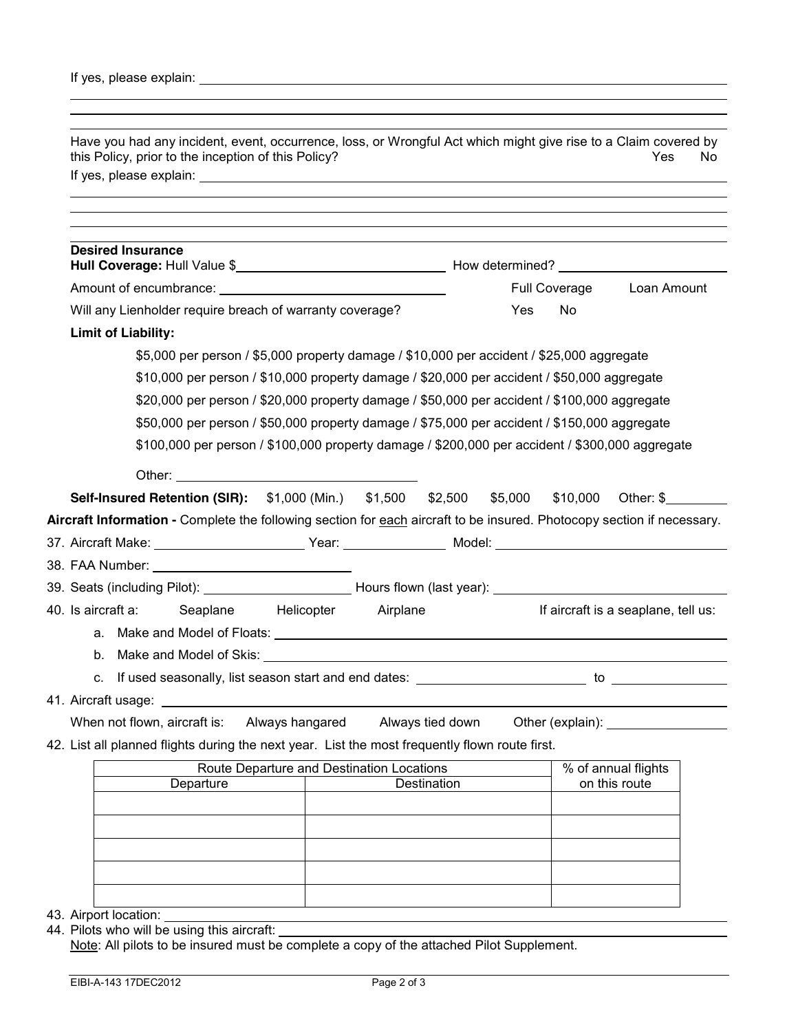If yes, please explain: ______________________________________________

______________________________________________

______________________________________________

Have you had any incident, event, occurrence, loss, or Wrongful Act which might give rise to a Claim covered by this Policy, prior to the inception of this Policy? Yes No

If yes, please explain: ______________________________________________

______________________________________________

______________________________________________

**Desired Insurance**

**Hull Coverage:** Hull Value $______________ How determined? ______________

Amount of encumbrance: ______________ Full Coverage Loan Amount

Will any Lienholder require breach of warranty coverage? Yes No

**Limit of Liability:**

- $5,000 per person / $5,000 property damage / $10,000 per accident / $25,000 aggregate
- $10,000 per person / $10,000 property damage / $20,000 per accident / $50,000 aggregate
- $20,000 per person / $20,000 property damage / $50,000 per accident / $100,000 aggregate
- $50,000 per person / $50,000 property damage / $75,000 per accident / $150,000 aggregate
- $100,000 per person / $100,000 property damage / $200,000 per accident / $300,000 aggregate
- Other: ______________

**Self-Insured Retention (SIR):** $1,000 (Min.) $1,500 $2,500 $5,000 $10,000 Other: $________

**Aircraft Information -** Complete the following section for each aircraft to be insured. Photocopy section if necessary.

37. Aircraft Make: ______________ Year: ______________ Model: ______________
38. FAA Number: ______________
39. Seats (including Pilot): ______________ Hours flown (last year): ______________
40. Is aircraft a: Seaplane Helicopter Airplane If aircraft is a seaplane, tell us:
    a. Make and Model of Floats: ______________
    b. Make and Model of Skis: ______________
    c. If used seasonally, list season start and end dates: ______________ to ______________
41. Aircraft usage: ______________

    When not flown, aircraft is: Always hangared Always tied down Other (explain): ______________
42. List all planned flights during the next year. List the most frequently flown route first.

| Route Departure and Destination Locations | | % of annual flights on this route |
|---|---|---|
| Departure | Destination | |
| | | |
| | | |
| | | |
| | | |
| | | |

43. Airport location: ______________
44. Pilots who will be using this aircraft: ______________

    Note: All pilots to be insured must be complete a copy of the attached Pilot Supplement.

EIBI-A-143 17DEC2012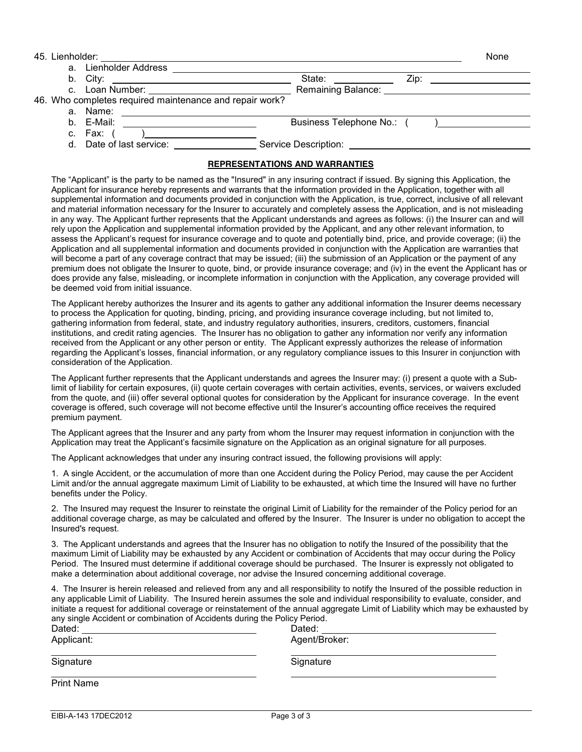45. Lienholder: ______________________________________________ None

   a. Lienholder Address ______________________________________________

   b. City: ____________________ State: __________ Zip: ____________

   c. Loan Number: ____________________ Remaining Balance: ____________

46. Who completes required maintenance and repair work?

   a. Name: ______________________________________________

   b. E-Mail: ____________________ Business Telephone No.: ( ) ____________

   c. Fax: ( ) ____________________

   d. Date of last service: ____________ Service Description: ____________________

**REPRESENTATIONS AND WARRANTIES**

The "Applicant" is the party to be named as the "Insured" in any insuring contract if issued. By signing this Application, the Applicant for insurance hereby represents and warrants that the information provided in the Application, together with all supplemental information and documents provided in conjunction with the Application, is true, correct, inclusive of all relevant and material information necessary for the Insurer to accurately and completely assess the Application, and is not misleading in any way. The Applicant further represents that the Applicant understands and agrees as follows: (i) the Insurer can and will rely upon the Application and supplemental information provided by the Applicant, and any other relevant information, to assess the Applicant's request for insurance coverage and to quote and potentially bind, price, and provide coverage; (ii) the Application and all supplemental information and documents provided in conjunction with the Application are warranties that will become a part of any coverage contract that may be issued; (iii) the submission of an Application or the payment of any premium does not obligate the Insurer to quote, bind, or provide insurance coverage; and (iv) in the event the Applicant has or does provide any false, misleading, or incomplete information in conjunction with the Application, any coverage provided will be deemed void from initial issuance.

The Applicant hereby authorizes the Insurer and its agents to gather any additional information the Insurer deems necessary to process the Application for quoting, binding, pricing, and providing insurance coverage including, but not limited to, gathering information from federal, state, and industry regulatory authorities, insurers, creditors, customers, financial institutions, and credit rating agencies. The Insurer has no obligation to gather any information nor verify any information received from the Applicant or any other person or entity. The Applicant expressly authorizes the release of information regarding the Applicant's losses, financial information, or any regulatory compliance issues to this Insurer in conjunction with consideration of the Application.

The Applicant further represents that the Applicant understands and agrees the Insurer may: (i) present a quote with a Sub-limit of liability for certain exposures, (ii) quote certain coverages with certain activities, events, services, or waivers excluded from the quote, and (iii) offer several optional quotes for consideration by the Applicant for insurance coverage. In the event coverage is offered, such coverage will not become effective until the Insurer's accounting office receives the required premium payment.

The Applicant agrees that the Insurer and any party from whom the Insurer may request information in conjunction with the Application may treat the Applicant's facsimile signature on the Application as an original signature for all purposes.

The Applicant acknowledges that under any insuring contract issued, the following provisions will apply:

1. A single Accident, or the accumulation of more than one Accident during the Policy Period, may cause the per Accident Limit and/or the annual aggregate maximum Limit of Liability to be exhausted, at which time the Insured will have no further benefits under the Policy.

2. The Insured may request the Insurer to reinstate the original Limit of Liability for the remainder of the Policy period for an additional coverage charge, as may be calculated and offered by the Insurer. The Insurer is under no obligation to accept the Insured's request.

3. The Applicant understands and agrees that the Insurer has no obligation to notify the Insured of the possibility that the maximum Limit of Liability may be exhausted by any Accident or combination of Accidents that may occur during the Policy Period. The Insured must determine if additional coverage should be purchased. The Insurer is expressly not obligated to make a determination about additional coverage, nor advise the Insured concerning additional coverage.

4. The Insurer is herein released and relieved from any and all responsibility to notify the Insured of the possible reduction in any applicable Limit of Liability. The Insured herein assumes the sole and individual responsibility to evaluate, consider, and initiate a request for additional coverage or reinstatement of the annual aggregate Limit of Liability which may be exhausted by any single Accident or combination of Accidents during the Policy Period.

Dated: ____________________

Applicant:

____________________

Signature

____________________

Print Name

Dated: ____________________

Agent/Broker:

____________________

Signature

____________________

EIBI-A-143 17DEC2012